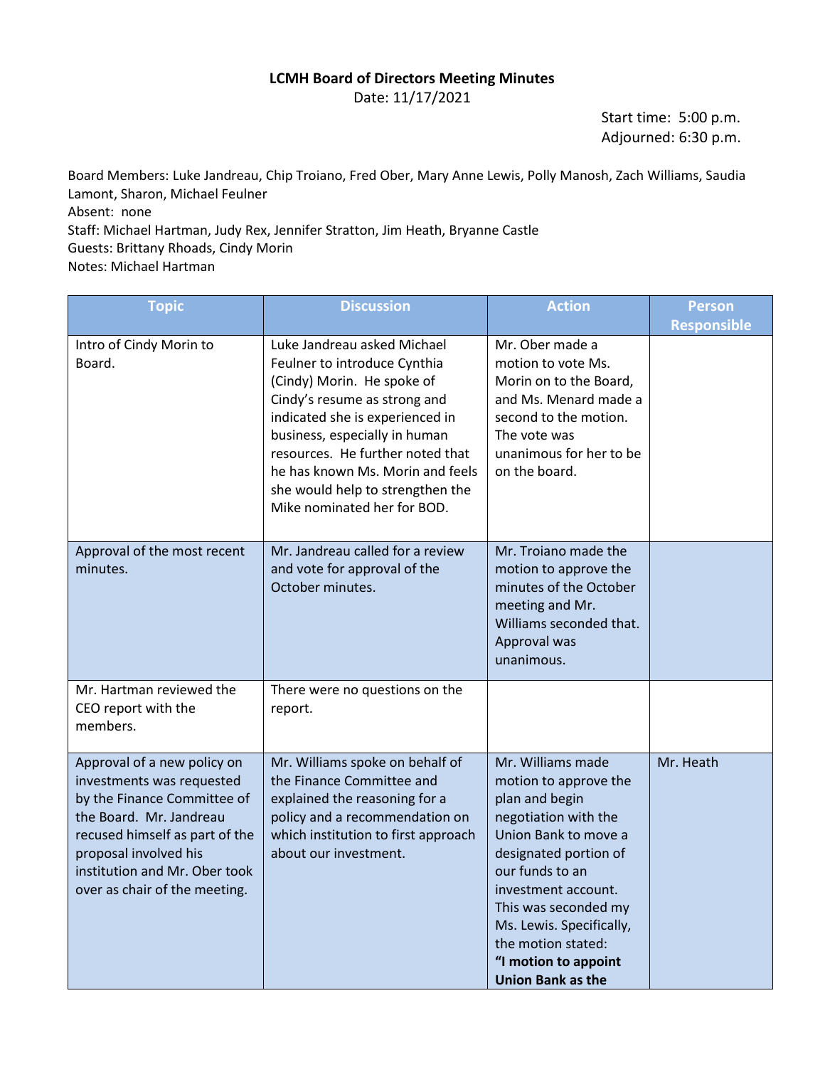**LCMH Board of Directors Meeting Minutes**

Date: 11/17/2021

Start time: 5:00 p.m.
Adjourned: 6:30 p.m.

Board Members: Luke Jandreau, Chip Troiano, Fred Ober, Mary Anne Lewis, Polly Manosh, Zach Williams, Saudia Lamont, Sharon, Michael Feulner
Absent: none
Staff: Michael Hartman, Judy Rex, Jennifer Stratton, Jim Heath, Bryanne Castle
Guests: Brittany Rhoads, Cindy Morin
Notes: Michael Hartman

| Topic | Discussion | Action | Person Responsible |
|---|---|---|---|
| Intro of Cindy Morin to Board. | Luke Jandreau asked Michael Feulner to introduce Cynthia (Cindy) Morin. He spoke of Cindy's resume as strong and indicated she is experienced in business, especially in human resources. He further noted that he has known Ms. Morin and feels she would help to strengthen the Mike nominated her for BOD. | Mr. Ober made a motion to vote Ms. Morin on to the Board, and Ms. Menard made a second to the motion. The vote was unanimous for her to be on the board. | |
| Approval of the most recent minutes. | Mr. Jandreau called for a review and vote for approval of the October minutes. | Mr. Troiano made the motion to approve the minutes of the October meeting and Mr. Williams seconded that. Approval was unanimous. | |
| Mr. Hartman reviewed the CEO report with the members. | There were no questions on the report. | | |
| Approval of a new policy on investments was requested by the Finance Committee of the Board. Mr. Jandreau recused himself as part of the proposal involved his institution and Mr. Ober took over as chair of the meeting. | Mr. Williams spoke on behalf of the Finance Committee and explained the reasoning for a policy and a recommendation on which institution to first approach about our investment. | Mr. Williams made motion to approve the plan and begin negotiation with the Union Bank to move a designated portion of our funds to an investment account. This was seconded my Ms. Lewis. Specifically, the motion stated: **"I motion to appoint Union Bank as the** | Mr. Heath |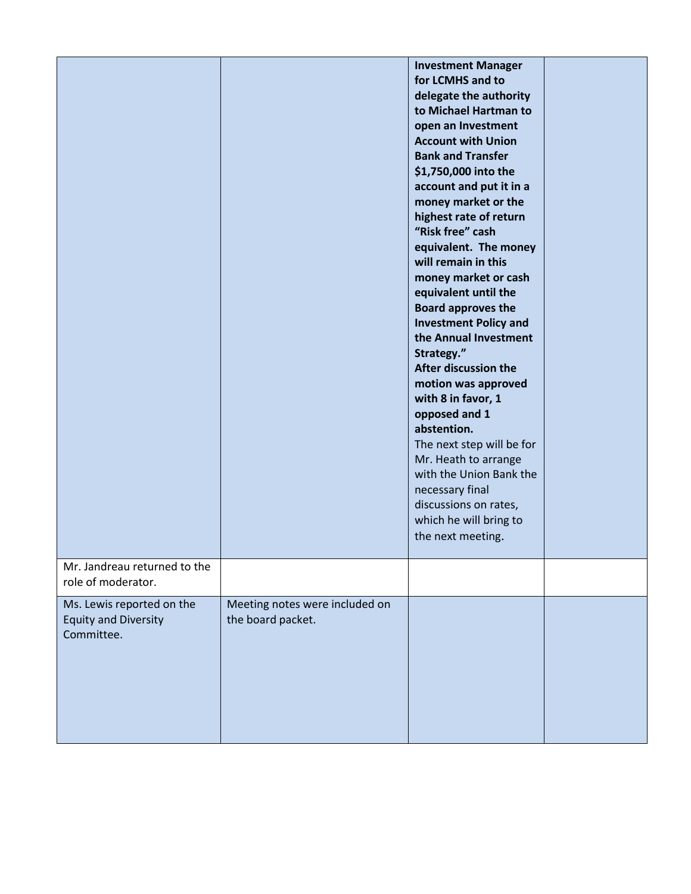| | | | |
|---|---|---|---|
| | | **Investment Manager for LCMHS and to delegate the authority to Michael Hartman to open an Investment Account with Union Bank and Transfer $1,750,000 into the account and put it in a money market or the highest rate of return "Risk free" cash equivalent. The money will remain in this money market or cash equivalent until the Board approves the Investment Policy and the Annual Investment Strategy."** **After discussion the motion was approved with 8 in favor, 1 opposed and 1 abstention.** The next step will be for Mr. Heath to arrange with the Union Bank the necessary final discussions on rates, which he will bring to the next meeting. | |
| Mr. Jandreau returned to the role of moderator. | | | |
| Ms. Lewis reported on the Equity and Diversity Committee. | Meeting notes were included on the board packet. | | |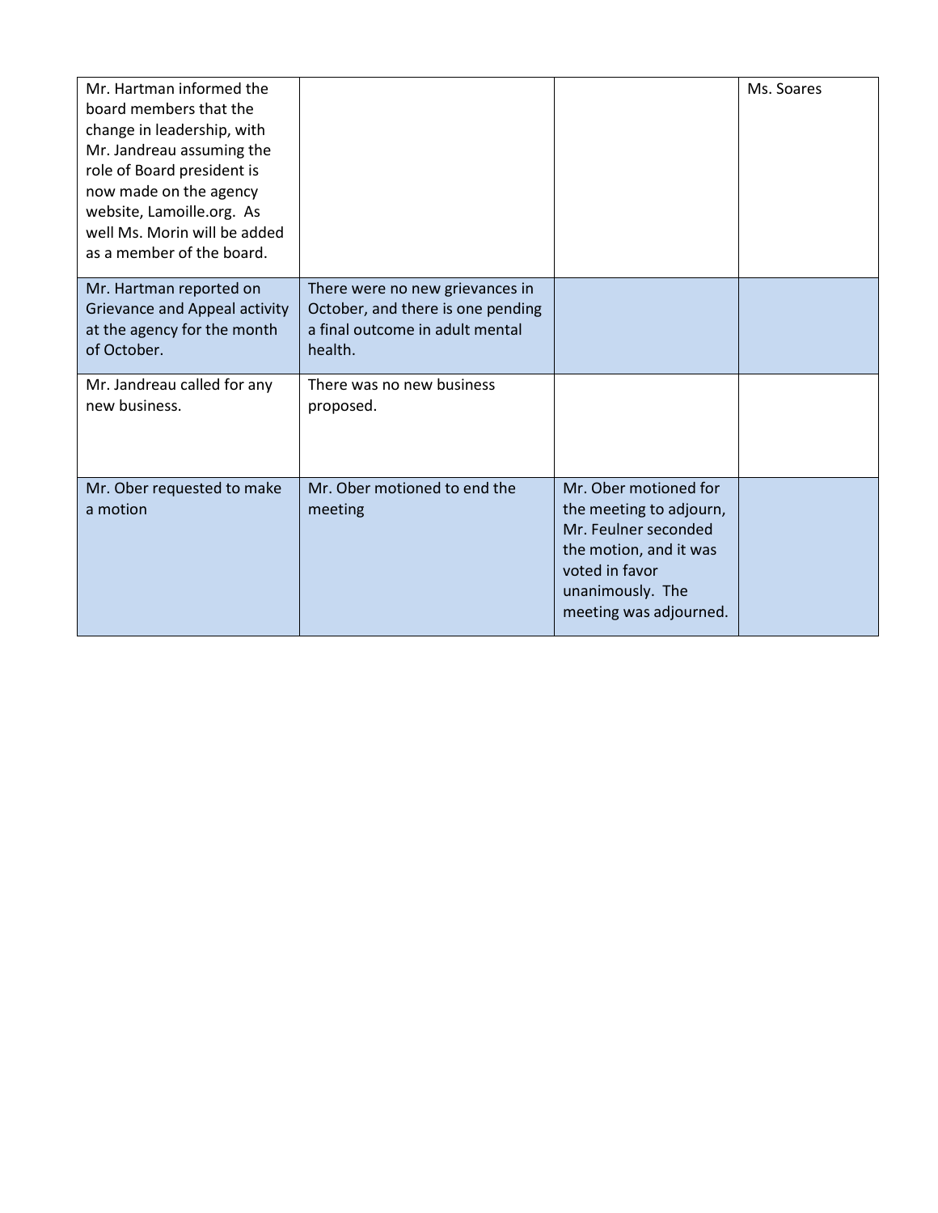| | | | |
|---|---|---|---|
| Mr. Hartman informed the board members that the change in leadership, with Mr. Jandreau assuming the role of Board president is now made on the agency website, Lamoille.org. As well Ms. Morin will be added as a member of the board. | | | Ms. Soares |
| Mr. Hartman reported on Grievance and Appeal activity at the agency for the month of October. | There were no new grievances in October, and there is one pending a final outcome in adult mental health. | | |
| Mr. Jandreau called for any new business. | There was no new business proposed. | | |
| Mr. Ober requested to make a motion | Mr. Ober motioned to end the meeting | Mr. Ober motioned for the meeting to adjourn, Mr. Feulner seconded the motion, and it was voted in favor unanimously. The meeting was adjourned. | |